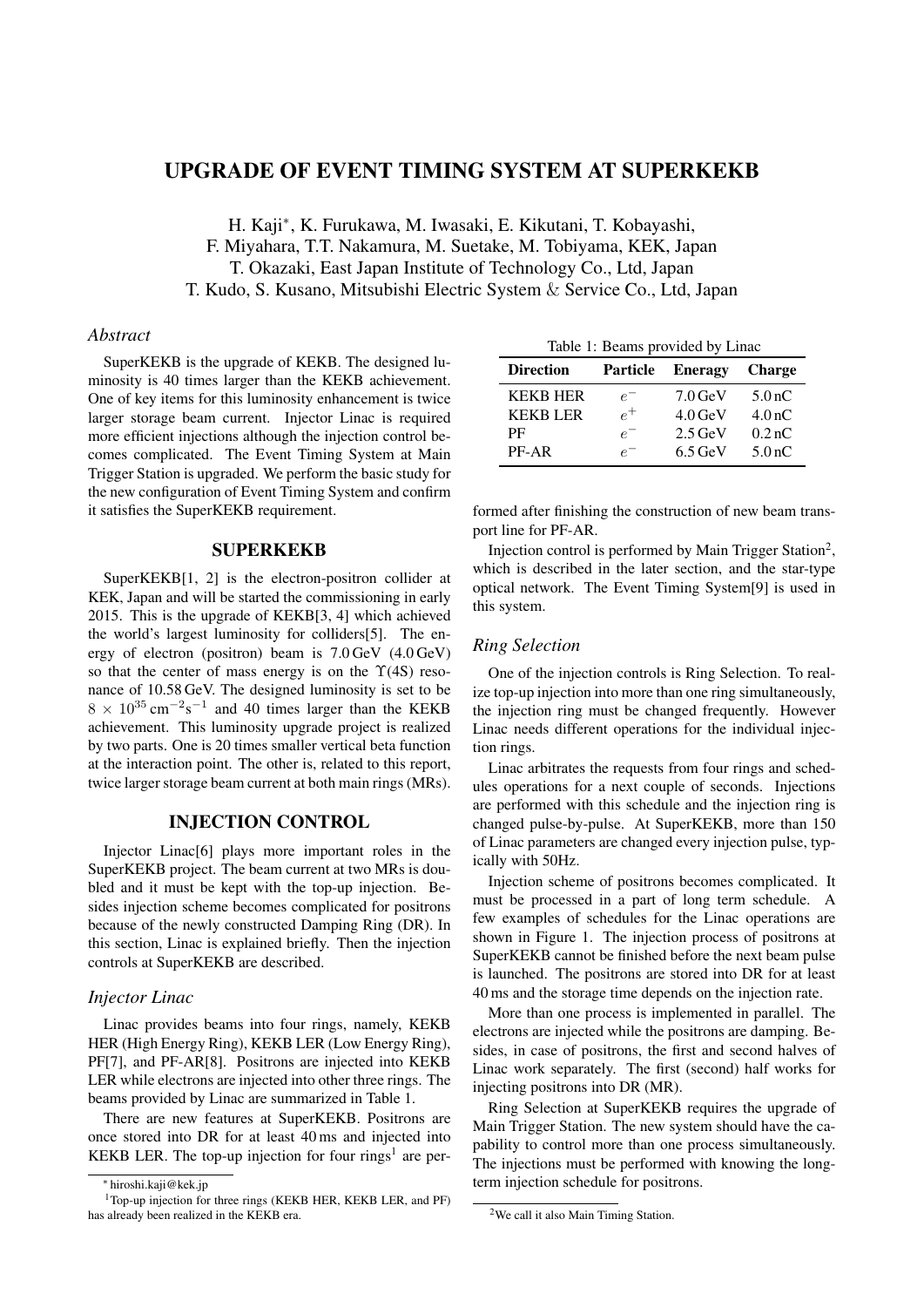# UPGRADE OF EVENT TIMING SYSTEM AT SUPERKEKB

H. Kaji*, K. Furukawa, M. Iwasaki, E. Kikutani, T. Kobayashi, F. Miyahara, T.T. Nakamura, M. Suetake, M. Tobiyama, KEK, Japan
T. Okazaki, East Japan Institute of Technology Co., Ltd, Japan
T. Kudo, S. Kusano, Mitsubishi Electric System & Service Co., Ltd, Japan

### *Abstract*

SuperKEKB is the upgrade of KEKB. The designed luminosity is 40 times larger than the KEKB achievement. One of key items for this luminosity enhancement is twice larger storage beam current. Injector Linac is required more efficient injections although the injection control becomes complicated. The Event Timing System at Main Trigger Station is upgraded. We perform the basic study for the new configuration of Event Timing System and confirm it satisfies the SuperKEKB requirement.

## SUPERKEKB

SuperKEKB[1, 2] is the electron-positron collider at KEK, Japan and will be started the commissioning in early 2015. This is the upgrade of KEKB[3, 4] which achieved the world's largest luminosity for colliders[5]. The energy of electron (positron) beam is 7.0 GeV (4.0 GeV) so that the center of mass energy is on the $\Upsilon(4S)$ resonance of 10.58 GeV. The designed luminosity is set to be $8 \times 10^{35}\,\mathrm{cm}^{-2}\mathrm{s}^{-1}$ and 40 times larger than the KEKB achievement. This luminosity upgrade project is realized by two parts. One is 20 times smaller vertical beta function at the interaction point. The other is, related to this report, twice larger storage beam current at both main rings (MRs).

## INJECTION CONTROL

Injector Linac[6] plays more important roles in the SuperKEKB project. The beam current at two MRs is doubled and it must be kept with the top-up injection. Besides injection scheme becomes complicated for positrons because of the newly constructed Damping Ring (DR). In this section, Linac is explained briefly. Then the injection controls at SuperKEKB are described.

### *Injector Linac*

Linac provides beams into four rings, namely, KEKB HER (High Energy Ring), KEKB LER (Low Energy Ring), PF[7], and PF-AR[8]. Positrons are injected into KEKB LER while electrons are injected into other three rings. The beams provided by Linac are summarized in Table 1.

Table 1: Beams provided by Linac

| Direction | Particle | Eneragy | Charge |
|---|---|---|---|
| KEKB HER | $e^-$ | 7.0 GeV | 5.0 nC |
| KEKB LER | $e^+$ | 4.0 GeV | 4.0 nC |
| PF | $e^-$ | 2.5 GeV | 0.2 nC |
| PF-AR | $e^-$ | 6.5 GeV | 5.0 nC |

There are new features at SuperKEKB. Positrons are once stored into DR for at least 40 ms and injected into KEKB LER. The top-up injection for four rings[1] are performed after finishing the construction of new beam transport line for PF-AR.

Injection control is performed by Main Trigger Station[2], which is described in the later section, and the star-type optical network. The Event Timing System[9] is used in this system.

### *Ring Selection*

One of the injection controls is Ring Selection. To realize top-up injection into more than one ring simultaneously, the injection ring must be changed frequently. However Linac needs different operations for the individual injection rings.

Linac arbitrates the requests from four rings and schedules operations for a next couple of seconds. Injections are performed with this schedule and the injection ring is changed pulse-by-pulse. At SuperKEKB, more than 150 of Linac parameters are changed every injection pulse, typically with 50Hz.

Injection scheme of positrons becomes complicated. It must be processed in a part of long term schedule. A few examples of schedules for the Linac operations are shown in Figure 1. The injection process of positrons at SuperKEKB cannot be finished before the next beam pulse is launched. The positrons are stored into DR for at least 40 ms and the storage time depends on the injection rate.

More than one process is implemented in parallel. The electrons are injected while the positrons are damping. Besides, in case of positrons, the first and second halves of Linac work separately. The first (second) half works for injecting positrons into DR (MR).

Ring Selection at SuperKEKB requires the upgrade of Main Trigger Station. The new system should have the capability to control more than one process simultaneously. The injections must be performed with knowing the long-term injection schedule for positrons.

---

* hiroshi.kaji@kek.jp

[1] Top-up injection for three rings (KEKB HER, KEKB LER, and PF) has already been realized in the KEKB era.

[2] We call it also Main Timing Station.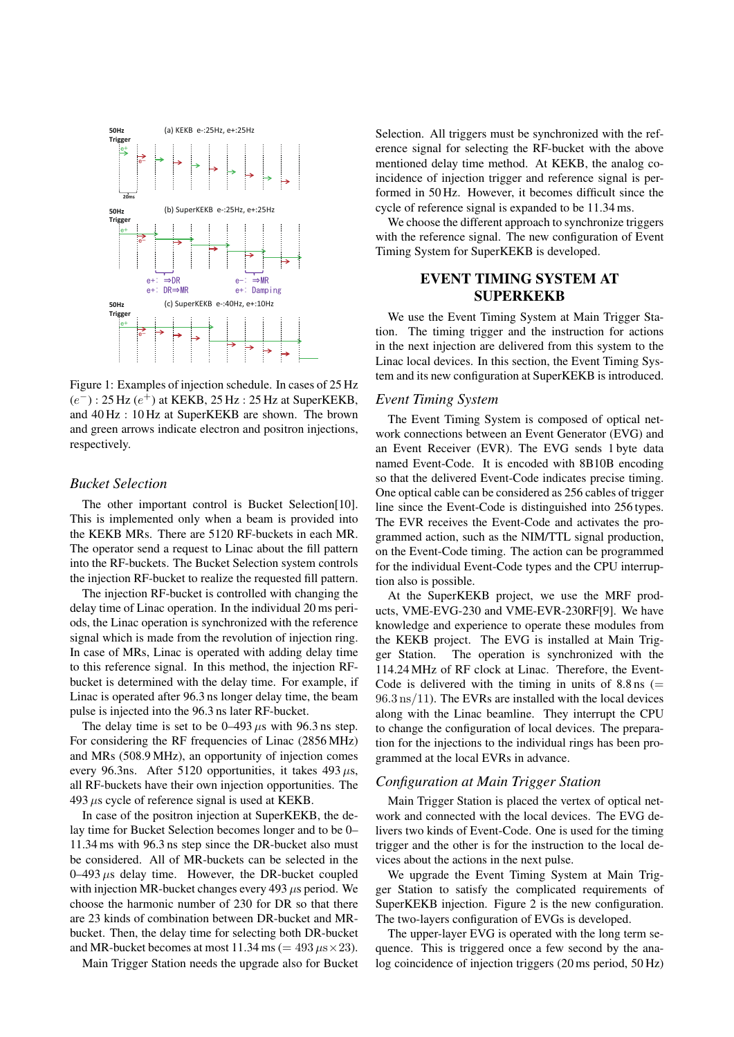Figure 1: Examples of injection schedule. In cases of 25 Hz ($e^-$) : 25 Hz ($e^+$) at KEKB, 25 Hz : 25 Hz at SuperKEKB, and 40 Hz : 10 Hz at SuperKEKB are shown. The brown and green arrows indicate electron and positron injections, respectively.

### *Bucket Selection*

The other important control is Bucket Selection[10]. This is implemented only when a beam is provided into the KEKB MRs. There are 5120 RF-buckets in each MR. The operator send a request to Linac about the fill pattern into the RF-buckets. The Bucket Selection system controls the injection RF-bucket to realize the requested fill pattern.

The injection RF-bucket is controlled with changing the delay time of Linac operation. In the individual 20 ms periods, the Linac operation is synchronized with the reference signal which is made from the revolution of injection ring. In case of MRs, Linac is operated with adding delay time to this reference signal. In this method, the injection RF-bucket is determined with the delay time. For example, if Linac is operated after 96.3 ns longer delay time, the beam pulse is injected into the 96.3 ns later RF-bucket.

The delay time is set to be 0–493 $\mu$s with 96.3 ns step. For considering the RF frequencies of Linac (2856 MHz) and MRs (508.9 MHz), an opportunity of injection comes every 96.3ns. After 5120 opportunities, it takes 493 $\mu$s, all RF-buckets have their own injection opportunities. The 493 $\mu$s cycle of reference signal is used at KEKB.

In case of the positron injection at SuperKEKB, the delay time for Bucket Selection becomes longer and to be 0–11.34 ms with 96.3 ns step since the DR-bucket also must be considered. All of MR-buckets can be selected in the 0–493 $\mu$s delay time. However, the DR-bucket coupled with injection MR-bucket changes every 493 $\mu$s period. We choose the harmonic number of 230 for DR so that there are 23 kinds of combination between DR-bucket and MR-bucket. Then, the delay time for selecting both DR-bucket and MR-bucket becomes at most 11.34 ms ($= 493\,\mu\text{s} \times 23$).

Main Trigger Station needs the upgrade also for Bucket Selection. All triggers must be synchronized with the reference signal for selecting the RF-bucket with the above mentioned delay time method. At KEKB, the analog coincidence of injection trigger and reference signal is performed in 50 Hz. However, it becomes difficult since the cycle of reference signal is expanded to be 11.34 ms.

We choose the different approach to synchronize triggers with the reference signal. The new configuration of Event Timing System for SuperKEKB is developed.

## EVENT TIMING SYSTEM AT SUPERKEKB

We use the Event Timing System at Main Trigger Station. The timing trigger and the instruction for actions in the next injection are delivered from this system to the Linac local devices. In this section, the Event Timing System and its new configuration at SuperKEKB is introduced.

### *Event Timing System*

The Event Timing System is composed of optical network connections between an Event Generator (EVG) and an Event Receiver (EVR). The EVG sends 1 byte data named Event-Code. It is encoded with 8B10B encoding so that the delivered Event-Code indicates precise timing. One optical cable can be considered as 256 cables of trigger line since the Event-Code is distinguished into 256 types. The EVR receives the Event-Code and activates the programmed action, such as the NIM/TTL signal production, on the Event-Code timing. The action can be programmed for the individual Event-Code types and the CPU interruption also is possible.

At the SuperKEKB project, we use the MRF products, VME-EVG-230 and VME-EVR-230RF[9]. We have knowledge and experience to operate these modules from the KEKB project. The EVG is installed at Main Trigger Station. The operation is synchronized with the 114.24 MHz of RF clock at Linac. Therefore, the Event-Code is delivered with the timing in units of 8.8 ns ($= 96.3\,\text{ns}/11$). The EVRs are installed with the local devices along with the Linac beamline. They interrupt the CPU to change the configuration of local devices. The preparation for the injections to the individual rings has been programmed at the local EVRs in advance.

### *Configuration at Main Trigger Station*

Main Trigger Station is placed the vertex of optical network and connected with the local devices. The EVG delivers two kinds of Event-Code. One is used for the timing trigger and the other is for the instruction to the local devices about the actions in the next pulse.

We upgrade the Event Timing System at Main Trigger Station to satisfy the complicated requirements of SuperKEKB injection. Figure 2 is the new configuration. The two-layers configuration of EVGs is developed.

The upper-layer EVG is operated with the long term sequence. This is triggered once a few second by the analog coincidence of injection triggers (20 ms period, 50 Hz)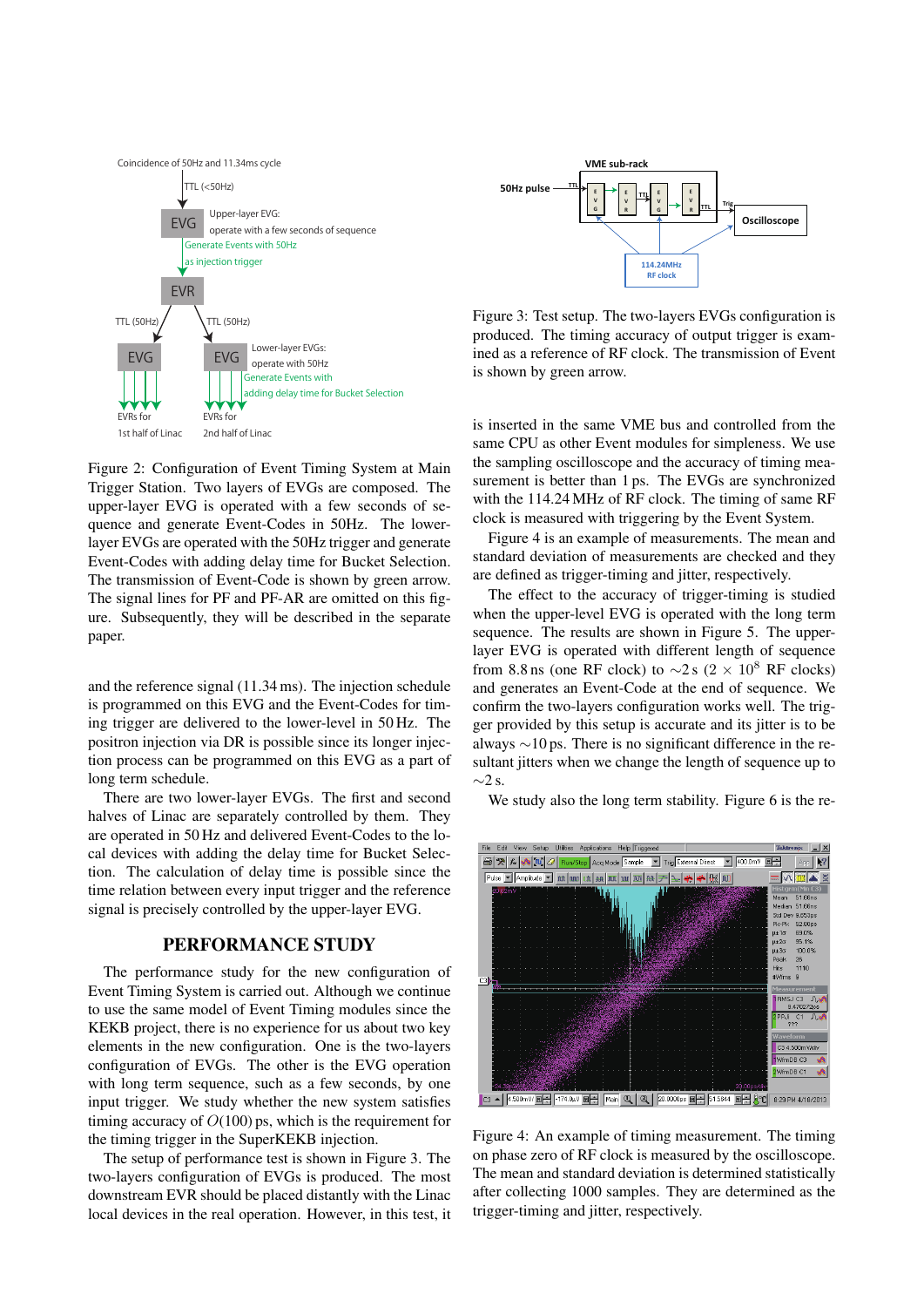Figure 2: Configuration of Event Timing System at Main Trigger Station. Two layers of EVGs are composed. The upper-layer EVG is operated with a few seconds of sequence and generate Event-Codes in 50Hz. The lower-layer EVGs are operated with the 50Hz trigger and generate Event-Codes with adding delay time for Bucket Selection. The transmission of Event-Code is shown by green arrow. The signal lines for PF and PF-AR are omitted on this figure. Subsequently, they will be described in the separate paper.

and the reference signal (11.34 ms). The injection schedule is programmed on this EVG and the Event-Codes for timing trigger are delivered to the lower-level in 50 Hz. The positron injection via DR is possible since its longer injection process can be programmed on this EVG as a part of long term schedule.

There are two lower-layer EVGs. The first and second halves of Linac are separately controlled by them. They are operated in 50 Hz and delivered Event-Codes to the local devices with adding the delay time for Bucket Selection. The calculation of delay time is possible since the time relation between every input trigger and the reference signal is precisely controlled by the upper-layer EVG.

## PERFORMANCE STUDY

The performance study for the new configuration of Event Timing System is carried out. Although we continue to use the same model of Event Timing modules since the KEKB project, there is no experience for us about two key elements in the new configuration. One is the two-layers configuration of EVGs. The other is the EVG operation with long term sequence, such as a few seconds, by one input trigger. We study whether the new system satisfies timing accuracy of $O(100)$ ps, which is the requirement for the timing trigger in the SuperKEKB injection.

The setup of performance test is shown in Figure 3. The two-layers configuration of EVGs is produced. The most downstream EVR should be placed distantly with the Linac local devices in the real operation. However, in this test, it

Figure 3: Test setup. The two-layers EVGs configuration is produced. The timing accuracy of output trigger is examined as a reference of RF clock. The transmission of Event is shown by green arrow.

is inserted in the same VME bus and controlled from the same CPU as other Event modules for simpleness. We use the sampling oscilloscope and the accuracy of timing measurement is better than 1 ps. The EVGs are synchronized with the 114.24 MHz of RF clock. The timing of same RF clock is measured with triggering by the Event System.

Figure 4 is an example of measurements. The mean and standard deviation of measurements are checked and they are defined as trigger-timing and jitter, respectively.

The effect to the accuracy of trigger-timing is studied when the upper-level EVG is operated with the long term sequence. The results are shown in Figure 5. The upper-layer EVG is operated with different length of sequence from 8.8 ns (one RF clock) to $\sim$2 s ($2 \times 10^8$ RF clocks) and generates an Event-Code at the end of sequence. We confirm the two-layers configuration works well. The trigger provided by this setup is accurate and its jitter is to be always $\sim$10 ps. There is no significant difference in the resultant jitters when we change the length of sequence up to $\sim$2 s.

We study also the long term stability. Figure 6 is the re-

Figure 4: An example of timing measurement. The timing on phase zero of RF clock is measured by the oscilloscope. The mean and standard deviation is determined statistically after collecting 1000 samples. They are determined as the trigger-timing and jitter, respectively.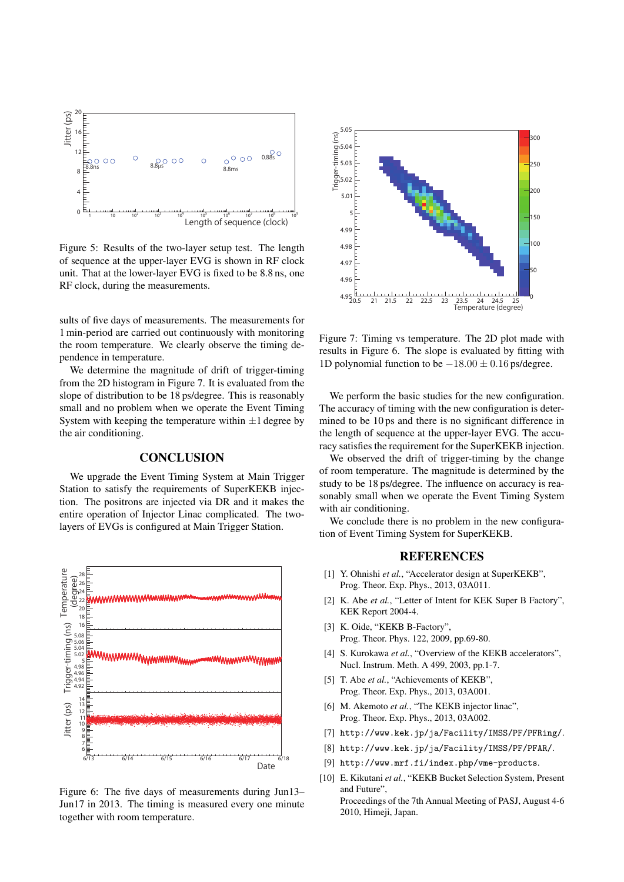Jitter (ps)

Length of sequence (clock)

8.8ns

8.8μs

8.8ms

0.88s

Figure 5: Results of the two-layer setup test. The length of sequence at the upper-layer EVG is shown in RF clock unit. That at the lower-layer EVG is fixed to be 8.8 ns, one RF clock, during the measurements.

sults of five days of measurements. The measurements for 1 min-period are carried out continuously with monitoring the room temperature. We clearly observe the timing dependence in temperature.

We determine the magnitude of drift of trigger-timing from the 2D histogram in Figure 7. It is evaluated from the slope of distribution to be 18 ps/degree. This is reasonably small and no problem when we operate the Event Timing System with keeping the temperature within ±1 degree by the air conditioning.

## CONCLUSION

We upgrade the Event Timing System at Main Trigger Station to satisfy the requirements of SuperKEKB injection. The positrons are injected via DR and it makes the entire operation of Injector Linac complicated. The two-layers of EVGs is configured at Main Trigger Station.

Temperature (degree)

Trigger-timing (ns)

Jitter (ps)

Date

Figure 6: The five days of measurements during Jun13–Jun17 in 2013. The timing is measured every one minute together with room temperature.

Trigger-timing (ns)

Temperature (degree)

Figure 7: Timing vs temperature. The 2D plot made with results in Figure 6. The slope is evaluated by fitting with 1D polynomial function to be $-18.00 \pm 0.16$ ps/degree.

We perform the basic studies for the new configuration. The accuracy of timing with the new configuration is determined to be 10 ps and there is no significant difference in the length of sequence at the upper-layer EVG. The accuracy satisfies the requirement for the SuperKEKB injection.

We observed the drift of trigger-timing by the change of room temperature. The magnitude is determined by the study to be 18 ps/degree. The influence on accuracy is reasonably small when we operate the Event Timing System with air conditioning.

We conclude there is no problem in the new configuration of Event Timing System for SuperKEKB.

## REFERENCES

[1] Y. Ohnishi *et al.*, "Accelerator design at SuperKEKB", Prog. Theor. Exp. Phys., 2013, 03A011.

[2] K. Abe *et al.*, "Letter of Intent for KEK Super B Factory", KEK Report 2004-4.

[3] K. Oide, "KEKB B-Factory", Prog. Theor. Phys. 122, 2009, pp.69-80.

[4] S. Kurokawa *et al.*, "Overview of the KEKB accelerators", Nucl. Instrum. Meth. A 499, 2003, pp.1-7.

[5] T. Abe *et al.*, "Achievements of KEKB", Prog. Theor. Exp. Phys., 2013, 03A001.

[6] M. Akemoto *et al.*, "The KEKB injector linac", Prog. Theor. Exp. Phys., 2013, 03A002.

[7] http://www.kek.jp/ja/Facility/IMSS/PF/PFRing/.

[8] http://www.kek.jp/ja/Facility/IMSS/PF/PFAR/.

[9] http://www.mrf.fi/index.php/vme-products.

[10] E. Kikutani *et al.*, "KEKB Bucket Selection System, Present and Future", Proceedings of the 7th Annual Meeting of PASJ, August 4-6 2010, Himeji, Japan.